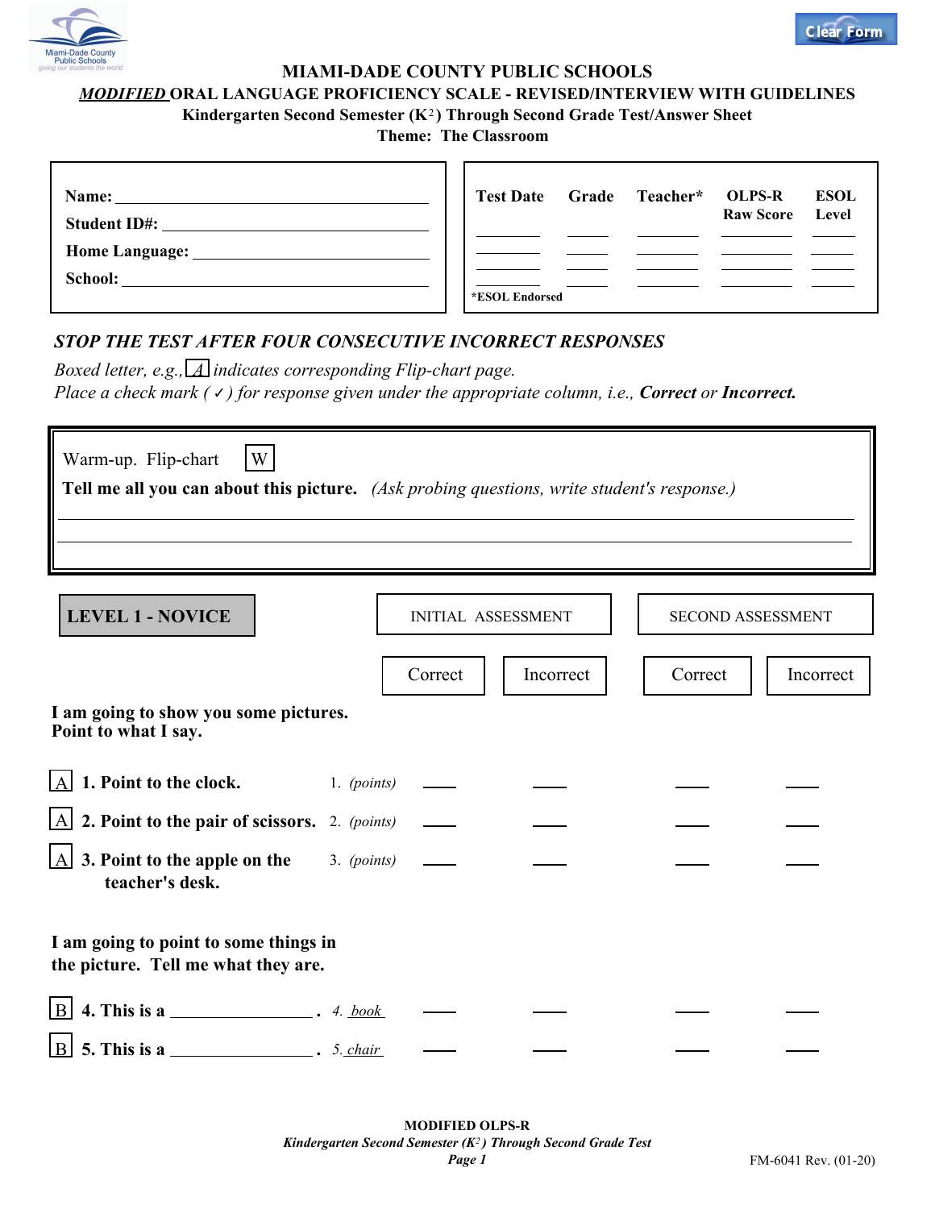# MIAMI-DADE COUNTY PUBLIC SCHOOLS

## *MODIFIED* ORAL LANGUAGE PROFICIENCY SCALE - REVISED/INTERVIEW WITH GUIDELINES

**Kindergarten Second Semester (K[2]) Through Second Grade Test/Answer Sheet**

**Theme: The Classroom**

**Name:** ______________________________

**Student ID#:** ______________________________

**Home Language:** ______________________________

**School:** ______________________________

| Test Date | Grade | Teacher* | OLPS-R Raw Score | ESOL Level |
|---|---|---|---|---|
| ______ | ______ | ______ | ______ | ______ |
| ______ | ______ | ______ | ______ | ______ |
| ______ | ______ | ______ | ______ | ______ |
| ______ | ______ | ______ | ______ | ______ |

*ESOL Endorsed

***STOP THE TEST AFTER FOUR CONSECUTIVE INCORRECT RESPONSES***

*Boxed letter, e.g.,* [A] *indicates corresponding Flip-chart page.*

*Place a check mark ( ✓ ) for response given under the appropriate column, i.e.,* ***Correct*** *or* ***Incorrect.***

Warm-up. Flip-chart [W]

**Tell me all you can about this picture.** *(Ask probing questions, write student's response.)*

________________________________________________________________________

________________________________________________________________________

## LEVEL 1 - NOVICE

| | | INITIAL ASSESSMENT | | SECOND ASSESSMENT | |
|---|---|---|---|---|---|
| | | Correct | Incorrect | Correct | Incorrect |
| **I am going to show you some pictures. Point to what I say.** | | | | | |
| [A] **1. Point to the clock.** | 1. *(points)* | ____ | ____ | ____ | ____ |
| [A] **2. Point to the pair of scissors.** | 2. *(points)* | ____ | ____ | ____ | ____ |
| [A] **3. Point to the apple on the teacher's desk.** | 3. *(points)* | ____ | ____ | ____ | ____ |
| **I am going to point to some things in the picture. Tell me what they are.** | | | | | |
| [B] **4. This is a ______________ .** | 4. *book* | ____ | ____ | ____ | ____ |
| [B] **5. This is a ______________ .** | 5. *chair* | ____ | ____ | ____ | ____ |

**MODIFIED OLPS-R**

***Kindergarten Second Semester (K[2]) Through Second Grade Test***

FM-6041 Rev. (01-20)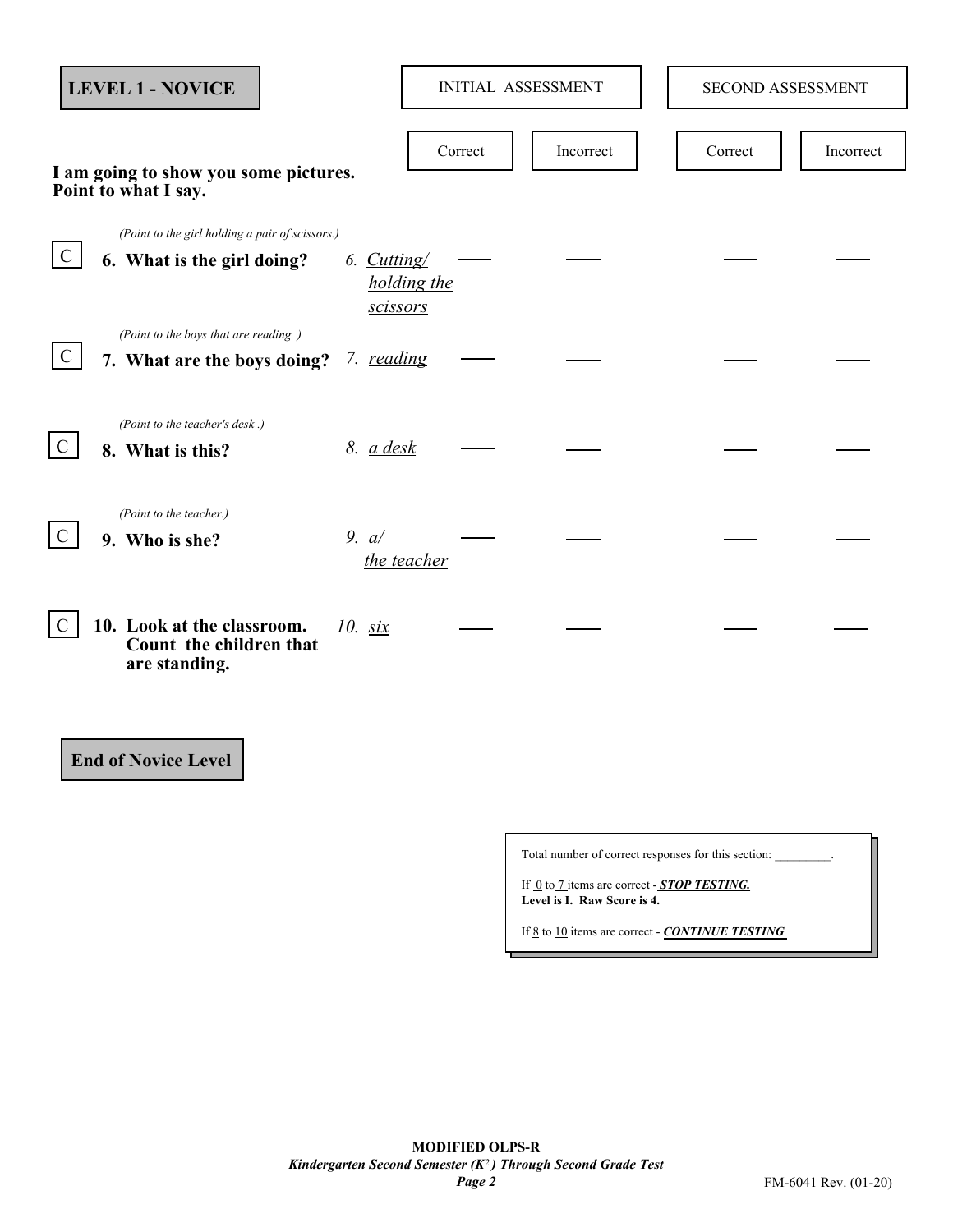**LEVEL 1 - NOVICE**

**I am going to show you some pictures. Point to what I say.**

| | Item | Answer | Initial Assessment: Correct | Initial Assessment: Incorrect | Second Assessment: Correct | Second Assessment: Incorrect |
|---|---|---|---|---|---|---|
| C | *(Point to the girl holding a pair of scissors.)* **6. What is the girl doing?** | *6. Cutting/ holding the scissors* | ____ | ____ | ____ | ____ |
| C | *(Point to the boys that are reading. )* **7. What are the boys doing?** | *7. reading* | ____ | ____ | ____ | ____ |
| C | *(Point to the teacher's desk .)* **8. What is this?** | *8. a desk* | ____ | ____ | ____ | ____ |
| C | *(Point to the teacher.)* **9. Who is she?** | *9. a/ the teacher* | ____ | ____ | ____ | ____ |
| C | **10. Look at the classroom. Count the children that are standing.** | *10. six* | ____ | ____ | ____ | ____ |

**End of Novice Level**

Total number of correct responses for this section: _________.

If 0 to 7 items are correct - ***STOP TESTING.***
**Level is I. Raw Score is 4.**

If 8 to 10 items are correct - ***CONTINUE TESTING***

**MODIFIED OLPS-R**
***Kindergarten Second Semester ($K^2$) Through Second Grade Test***

FM-6041 Rev. (01-20)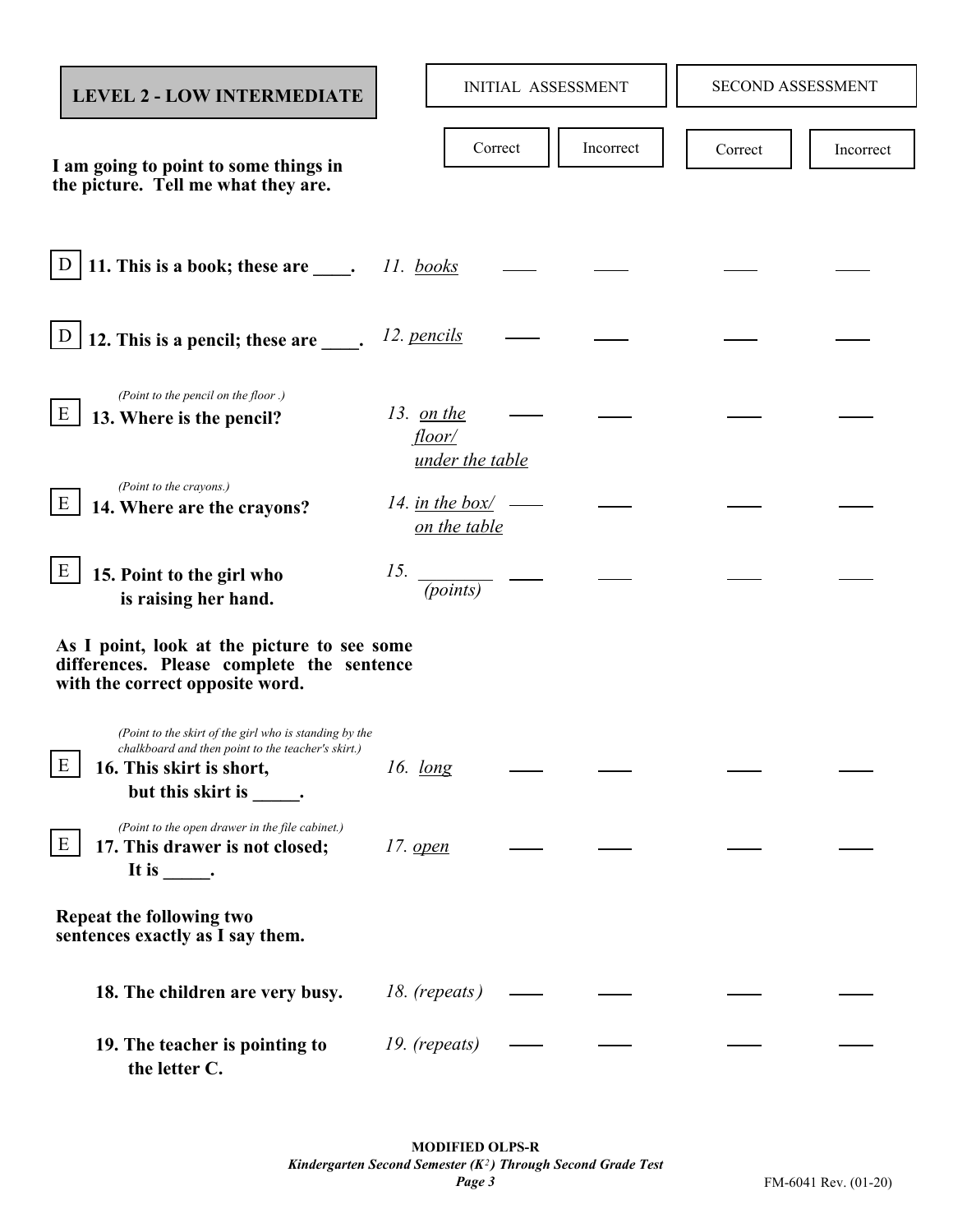## LEVEL 2 - LOW INTERMEDIATE

| | | | Item | Answer | INITIAL ASSESSMENT | | SECOND ASSESSMENT | |
|---|---|---|---|---|---|---|---|---|
| | | | | | Correct | Incorrect | Correct | Incorrect |

**I am going to point to some things in the picture. Tell me what they are.**

| | Item | Answer | Initial Correct | Initial Incorrect | Second Correct | Second Incorrect |
|---|---|---|---|---|---|---|
| D | **11. This is a book; these are ____.** | *11. <u>books</u>* | ____ | ____ | ____ | ____ |
| D | **12. This is a pencil; these are ____.** | *12. <u>pencils</u>* | ____ | ____ | ____ | ____ |
| E | *(Point to the pencil on the floor .)* **13. Where is the pencil?** | *13. <u>on the floor/ under the table</u>* | ____ | ____ | ____ | ____ |
| E | *(Point to the crayons.)* **14. Where are the crayons?** | *14. <u>in the box/ on the table</u>* | ____ | ____ | ____ | ____ |
| E | **15. Point to the girl who is raising her hand.** | *15. ________ (points)* | ____ | ____ | ____ | ____ |

**As I point, look at the picture to see some differences. Please complete the sentence with the correct opposite word.**

| | Item | Answer | Initial Correct | Initial Incorrect | Second Correct | Second Incorrect |
|---|---|---|---|---|---|---|
| E | *(Point to the skirt of the girl who is standing by the chalkboard and then point to the teacher's skirt.)* **16. This skirt is short, but this skirt is _____.** | *16. <u>long</u>* | ____ | ____ | ____ | ____ |
| E | *(Point to the open drawer in the file cabinet.)* **17. This drawer is not closed; It is _____.** | *17. <u>open</u>* | ____ | ____ | ____ | ____ |

**Repeat the following two sentences exactly as I say them.**

| Item | Answer | Initial Correct | Initial Incorrect | Second Correct | Second Incorrect |
|---|---|---|---|---|---|
| **18. The children are very busy.** | *18. (repeats)* | ____ | ____ | ____ | ____ |
| **19. The teacher is pointing to the letter C.** | *19. (repeats)* | ____ | ____ | ____ | ____ |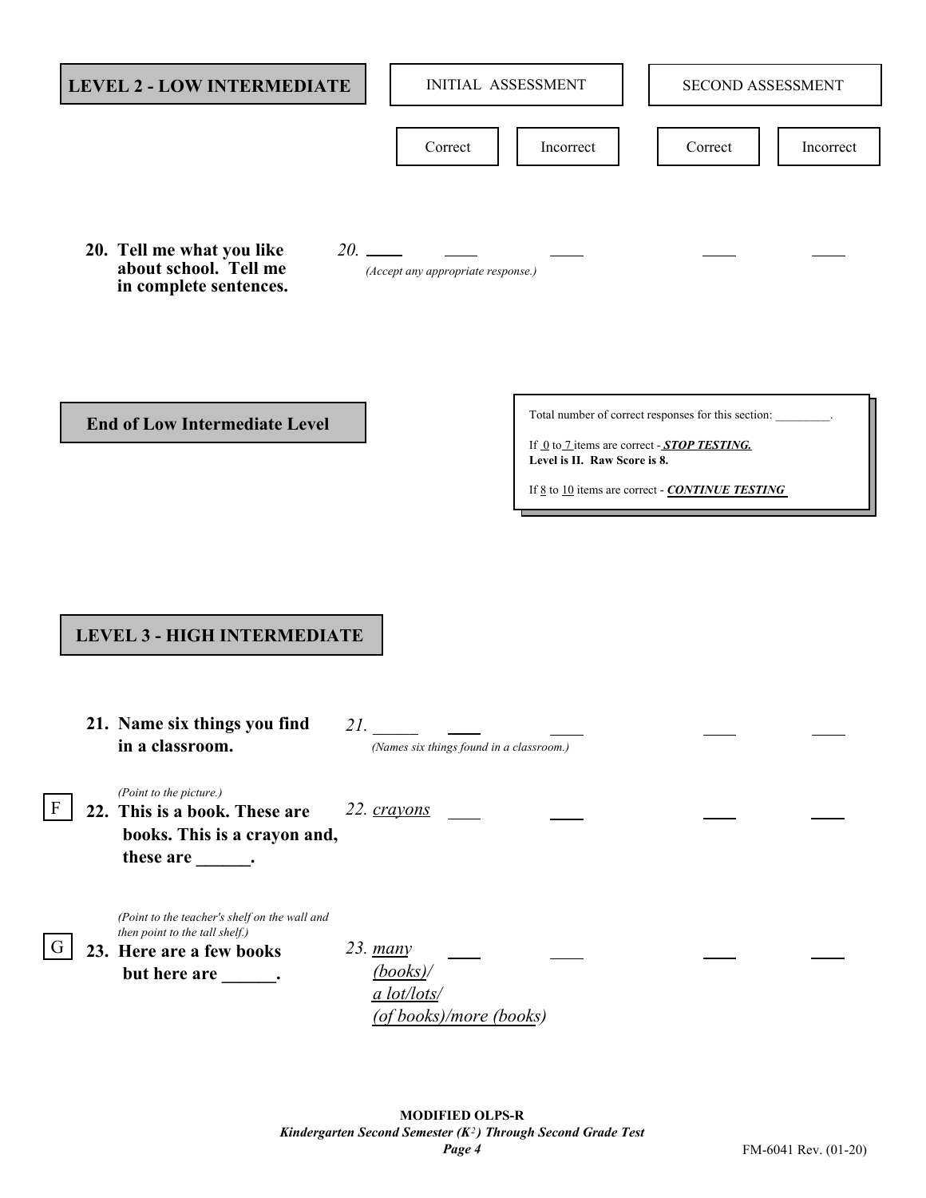## LEVEL 2 - LOW INTERMEDIATE

| Item | Expected Response | Initial Assessment: Correct | Initial Assessment: Incorrect | Second Assessment: Correct | Second Assessment: Incorrect |
|---|---|---|---|---|---|
| **20. Tell me what you like about school. Tell me in complete sentences.** | 20. ____ *(Accept any appropriate response.)* | ____ | ____ | ____ | ____ |

## End of Low Intermediate Level

Total number of correct responses for this section: _________.

If 0 to 7 items are correct - ***STOP TESTING.***
**Level is II. Raw Score is 8.**

If 8 to 10 items are correct - ***CONTINUE TESTING***

## LEVEL 3 - HIGH INTERMEDIATE

| Item | Expected Response | Initial Assessment: Correct | Initial Assessment: Incorrect | Second Assessment: Correct | Second Assessment: Incorrect |
|---|---|---|---|---|---|
| **21. Name six things you find in a classroom.** | 21. _____ *(Names six things found in a classroom.)* | ____ | ____ | ____ | ____ |
| F *(Point to the picture.)* **22. This is a book. These are books. This is a crayon and, these are ______.** | 22. *crayons* | ____ | ____ | ____ | ____ |
| G *(Point to the teacher's shelf on the wall and then point to the tall shelf.)* **23. Here are a few books but here are ______.** | 23. *many (books)/ a lot/lots/ (of books)/more (books)* | ____ | ____ | ____ | ____ |

**MODIFIED OLPS-R**
***Kindergarten Second Semester ($K^2$) Through Second Grade Test***

FM-6041 Rev. (01-20)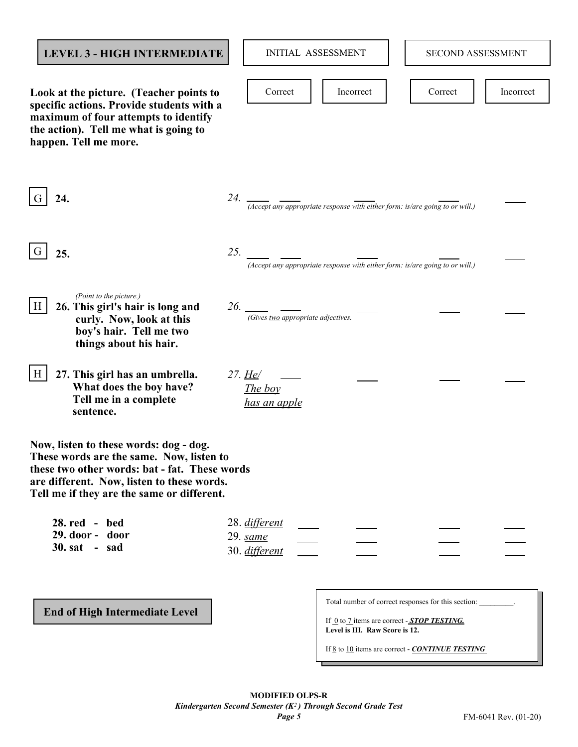## LEVEL 3 - HIGH INTERMEDIATE

**Look at the picture. (Teacher points to specific actions. Provide students with a maximum of four attempts to identify the action). Tell me what is going to happen. Tell me more.**

| | | INITIAL ASSESSMENT | | SECOND ASSESSMENT | |
|---|---|---|---|---|---|
| | | Correct | Incorrect | Correct | Incorrect |
| G | **24.** | *24.* ____ ____ *(Accept any appropriate response with either form: is/are going to or will.)* | ____ | ____ | ____ |
| G | **25.** | *25.* ____ ____ *(Accept any appropriate response with either form: is/are going to or will.)* | ____ | ____ | ____ |
| H | *(Point to the picture.)* **26. This girl's hair is long and curly. Now, look at this boy's hair. Tell me two things about his hair.** | *26.* ____ ____ *(Gives two appropriate adjectives.* | ____ | ____ | ____ |
| H | **27. This girl has an umbrella. What does the boy have? Tell me in a complete sentence.** | *27. He/ The boy has an apple* ____ | ____ | ____ | ____ |

**Now, listen to these words: dog - dog. These words are the same. Now, listen to these two other words: bat - fat. These words are different. Now, listen to these words. Tell me if they are the same or different.**

| | | | | | |
|---|---|---|---|---|---|
| **28. red - bed** | 28. *different* | ____ | ____ | ____ | ____ |
| **29. door - door** | 29. *same* | ____ | ____ | ____ | ____ |
| **30. sat - sad** | 30. *different* | ____ | ____ | ____ | ____ |

**End of High Intermediate Level**

Total number of correct responses for this section: _________.

If 0 to 7 items are correct - ***STOP TESTING.***
**Level is III. Raw Score is 12.**

If 8 to 10 items are correct - ***CONTINUE TESTING***

**MODIFIED OLPS-R**
***Kindergarten Second Semester (K²) Through Second Grade Test***

FM-6041 Rev. (01-20)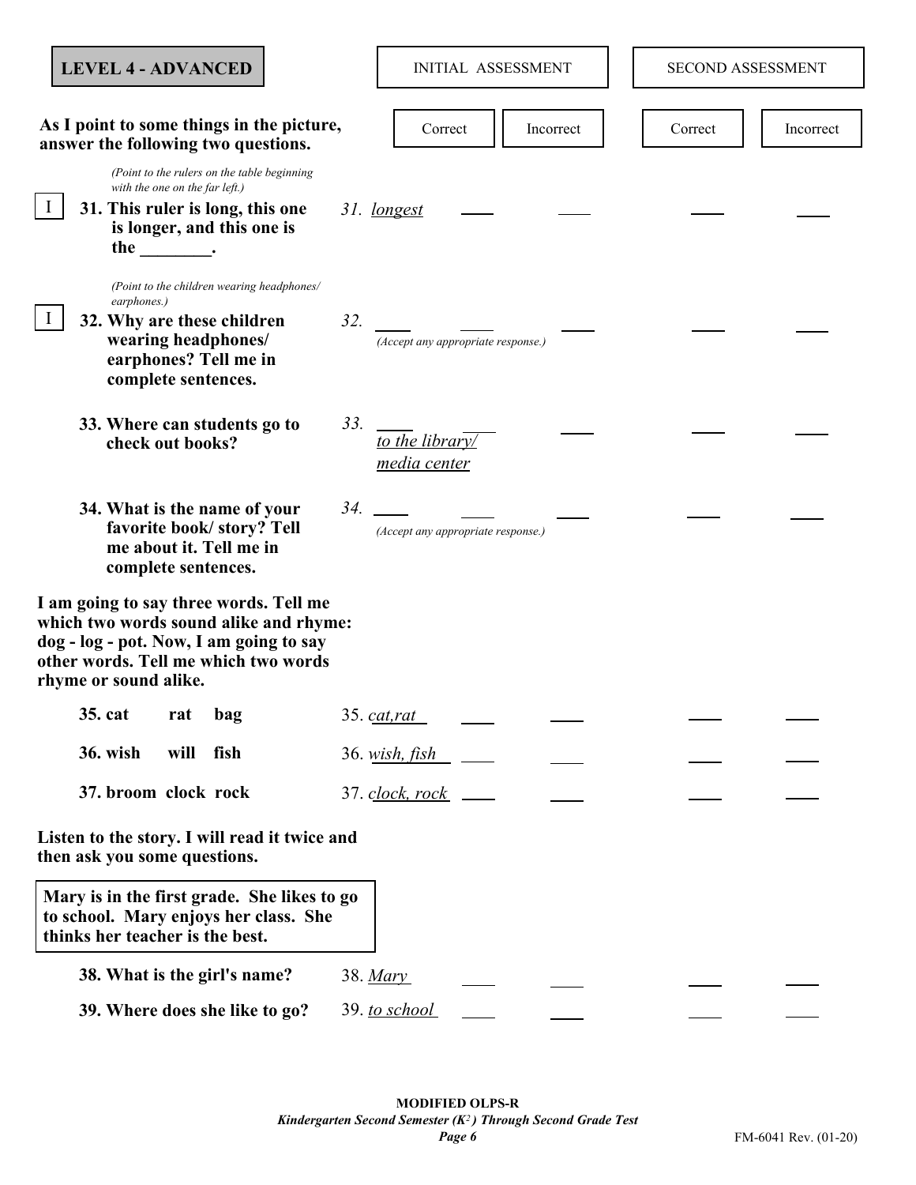## LEVEL 4 - ADVANCED

| | Answer | INITIAL ASSESSMENT Correct | INITIAL ASSESSMENT Incorrect | SECOND ASSESSMENT Correct | SECOND ASSESSMENT Incorrect |
|---|---|---|---|---|---|
| **As I point to some things in the picture, answer the following two questions.** | | | | | |
| *(Point to the rulers on the table beginning with the one on the far left.)* <br> I **31. This ruler is long, this one is longer, and this one is the ________.** | 31. *longest* | ____ | ____ | ____ | ____ |
| *(Point to the children wearing headphones/ earphones.)* <br> I **32. Why are these children wearing headphones/ earphones? Tell me in complete sentences.** | 32. ____ ____ *(Accept any appropriate response.)* | ____ | ____ | ____ | ____ |
| **33. Where can students go to check out books?** | 33. ____ ____ *to the library/ media center* | ____ | ____ | ____ | ____ |
| **34. What is the name of your favorite book/ story? Tell me about it. Tell me in complete sentences.** | 34. ____ ____ *(Accept any appropriate response.)* | ____ | ____ | ____ | ____ |

**I am going to say three words. Tell me which two words sound alike and rhyme: dog - log - pot. Now, I am going to say other words. Tell me which two words rhyme or sound alike.**

| | Answer | INITIAL ASSESSMENT Correct | INITIAL ASSESSMENT Incorrect | SECOND ASSESSMENT Correct | SECOND ASSESSMENT Incorrect |
|---|---|---|---|---|---|
| **35. cat rat bag** | 35. *cat,rat* | ____ | ____ | ____ | ____ |
| **36. wish will fish** | 36. *wish, fish* | ____ | ____ | ____ | ____ |
| **37. broom clock rock** | 37. *clock, rock* | ____ | ____ | ____ | ____ |

**Listen to the story. I will read it twice and then ask you some questions.**

> **Mary is in the first grade. She likes to go to school. Mary enjoys her class. She thinks her teacher is the best.**

| | Answer | INITIAL ASSESSMENT Correct | INITIAL ASSESSMENT Incorrect | SECOND ASSESSMENT Correct | SECOND ASSESSMENT Incorrect |
|---|---|---|---|---|---|
| **38. What is the girl's name?** | 38. *Mary* | ____ | ____ | ____ | ____ |
| **39. Where does she like to go?** | 39. *to school* | ____ | ____ | ____ | ____ |

**MODIFIED OLPS-R**
*Kindergarten Second Semester ($K^2$) Through Second Grade Test*

FM-6041 Rev. (01-20)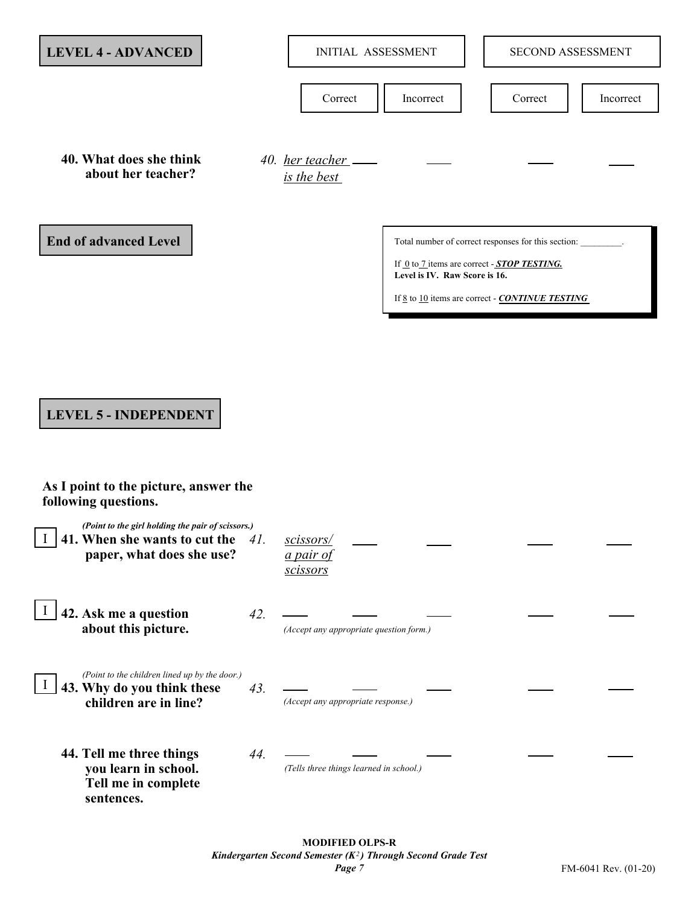## LEVEL 4 - ADVANCED

| | | INITIAL ASSESSMENT | | SECOND ASSESSMENT | |
|---|---|---|---|---|---|
| | | Correct | Incorrect | Correct | Incorrect |
| **40. What does she think about her teacher?** | *40. her teacher is the best* | ___ | ___ | ___ | ___ |

**End of advanced Level**

> Total number of correct responses for this section: _________.
>
> If 0 to 7 items are correct - ***STOP TESTING.***
> **Level is IV. Raw Score is 16.**
>
> If 8 to 10 items are correct - ***CONTINUE TESTING***

## LEVEL 5 - INDEPENDENT

**As I point to the picture, answer the following questions.**

| | | | INITIAL ASSESSMENT | | SECOND ASSESSMENT | |
|---|---|---|---|---|---|---|
| | | | Correct | Incorrect | Correct | Incorrect |
| I | *(Point to the girl holding the pair of scissors.)* **41. When she wants to cut the paper, what does she use?** | *41. scissors/ a pair of scissors* | ___ | ___ | ___ | ___ |
| I | **42. Ask me a question about this picture.** | *42.* ___ *(Accept any appropriate question form.)* | ___ | ___ | ___ | ___ |
| I | *(Point to the children lined up by the door.)* **43. Why do you think these children are in line?** | *43.* ___ *(Accept any appropriate response.)* | ___ | ___ | ___ | ___ |
| | **44. Tell me three things you learn in school. Tell me in complete sentences.** | *44.* ___ *(Tells three things learned in school.)* | ___ | ___ | ___ | ___ |

**MODIFIED OLPS-R**
***Kindergarten Second Semester (K²) Through Second Grade Test***

FM-6041 Rev. (01-20)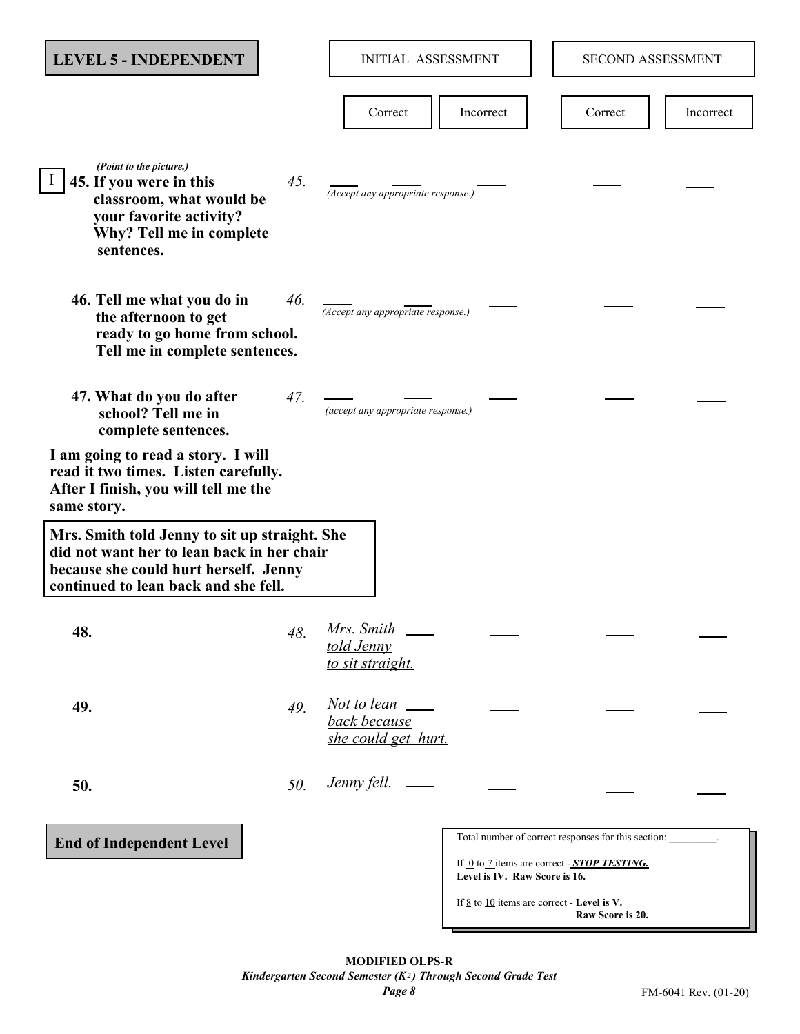## LEVEL 5 - INDEPENDENT

| | | INITIAL ASSESSMENT | | SECOND ASSESSMENT | |
|---|---|---|---|---|---|
| | | Correct | Incorrect | Correct | Incorrect |
| I *(Point to the picture.)* **45. If you were in this classroom, what would be your favorite activity? Why? Tell me in complete sentences.** | *45.* ____ ____ *(Accept any appropriate response.)* | ____ | ____ | ____ | ____ |
| **46. Tell me what you do in the afternoon to get ready to go home from school. Tell me in complete sentences.** | *46.* ____ ____ *(Accept any appropriate response.)* | ____ | ____ | ____ | ____ |
| **47. What do you do after school? Tell me in complete sentences.** | *47.* ____ ____ *(accept any appropriate response.)* | ____ | ____ | ____ | ____ |

**I am going to read a story. I will read it two times. Listen carefully. After I finish, you will tell me the same story.**

**Mrs. Smith told Jenny to sit up straight. She did not want her to lean back in her chair because she could hurt herself. Jenny continued to lean back and she fell.**

| | | INITIAL ASSESSMENT | | SECOND ASSESSMENT | |
|---|---|---|---|---|---|
| | | Correct | Incorrect | Correct | Incorrect |
| **48.** | *48.* *Mrs. Smith told Jenny to sit straight.* | ____ | ____ | ____ | ____ |
| **49.** | *49.* *Not to lean back because she could get hurt.* | ____ | ____ | ____ | ____ |
| **50.** | *50.* *Jenny fell.* | ____ | ____ | ____ | ____ |

**End of Independent Level**

Total number of correct responses for this section: _________.

If 0 to 7 items are correct - ***STOP TESTING.*** **Level is IV. Raw Score is 16.**

If 8 to 10 items are correct - **Level is V. Raw Score is 20.**

**MODIFIED OLPS-R**
***Kindergarten Second Semester (K2) Through Second Grade Test***

FM-6041 Rev. (01-20)